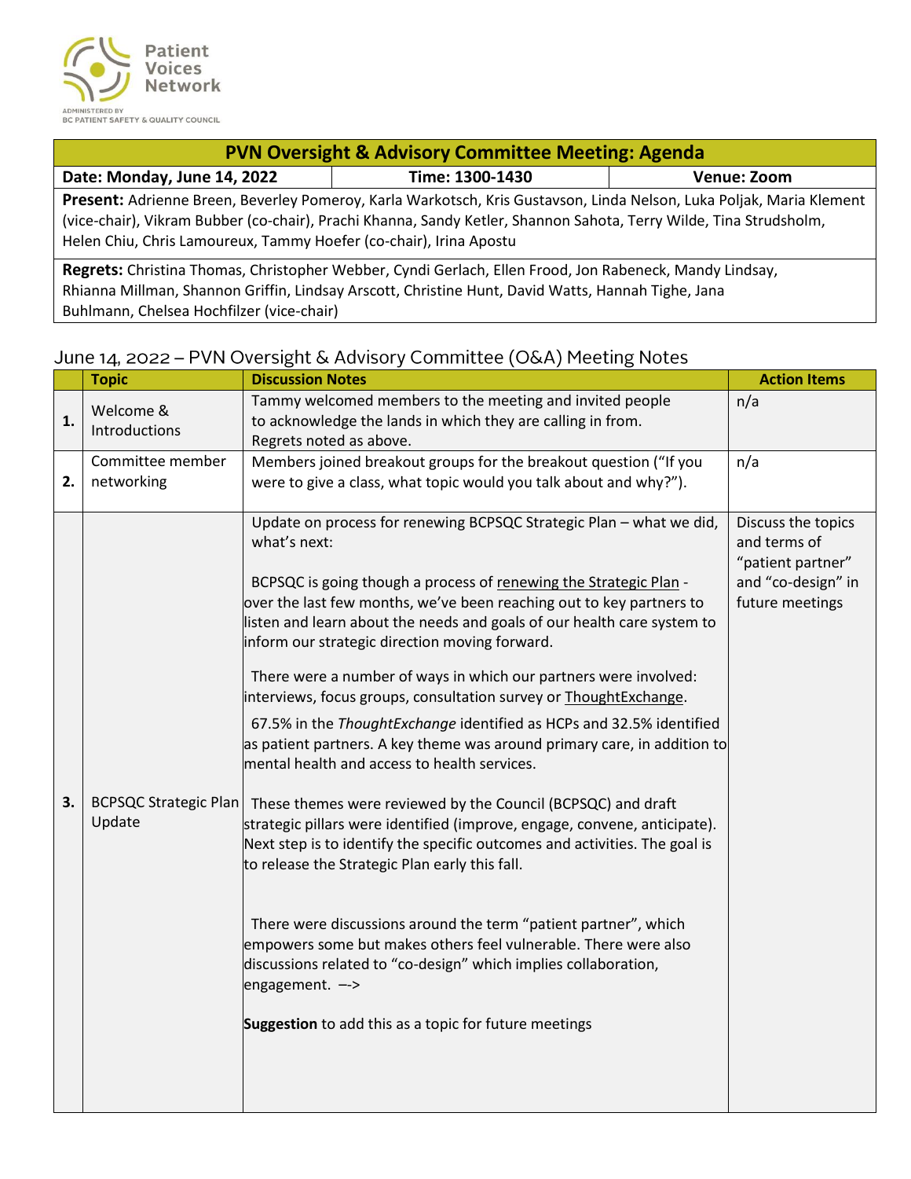Patient Voices Network

ADMINISTERED BY BC PATIENT SAFETY & QUALITY COUNCIL

| PVN Oversight & Advisory Committee Meeting: Agenda | | |
|---|---|---|
| **Date: Monday, June 14, 2022** | **Time: 1300-1430** | **Venue: Zoom** |

**Present:** Adrienne Breen, Beverley Pomeroy, Karla Warkotsch, Kris Gustavson, Linda Nelson, Luka Poljak, Maria Klement (vice-chair), Vikram Bubber (co-chair), Prachi Khanna, Sandy Ketler, Shannon Sahota, Terry Wilde, Tina Strudsholm, Helen Chiu, Chris Lamoureux, Tammy Hoefer (co-chair), Irina Apostu

**Regrets:** Christina Thomas, Christopher Webber, Cyndi Gerlach, Ellen Frood, Jon Rabeneck, Mandy Lindsay, Rhianna Millman, Shannon Griffin, Lindsay Arscott, Christine Hunt, David Watts, Hannah Tighe, Jana Buhlmann, Chelsea Hochfilzer (vice-chair)

## June 14, 2022 – PVN Oversight & Advisory Committee (O&A) Meeting Notes

| | Topic | Discussion Notes | Action Items |
|---|---|---|---|
| **1.** | Welcome & Introductions | Tammy welcomed members to the meeting and invited people to acknowledge the lands in which they are calling in from. Regrets noted as above. | n/a |
| **2.** | Committee member networking | Members joined breakout groups for the breakout question ("If you were to give a class, what topic would you talk about and why?"). | n/a |
| **3.** | BCPSQC Strategic Plan Update | Update on process for renewing BCPSQC Strategic Plan – what we did, what's next:<br><br>BCPSQC is going though a process of renewing the Strategic Plan - over the last few months, we've been reaching out to key partners to listen and learn about the needs and goals of our health care system to inform our strategic direction moving forward.<br><br>There were a number of ways in which our partners were involved: interviews, focus groups, consultation survey or ThoughtExchange.<br><br>67.5% in the *ThoughtExchange* identified as HCPs and 32.5% identified as patient partners. A key theme was around primary care, in addition to mental health and access to health services.<br><br>These themes were reviewed by the Council (BCPSQC) and draft strategic pillars were identified (improve, engage, convene, anticipate). Next step is to identify the specific outcomes and activities. The goal is to release the Strategic Plan early this fall.<br><br>There were discussions around the term "patient partner", which empowers some but makes others feel vulnerable. There were also discussions related to "co-design" which implies collaboration, engagement. –-><br><br>**Suggestion** to add this as a topic for future meetings | Discuss the topics and terms of "patient partner" and "co-design" in future meetings |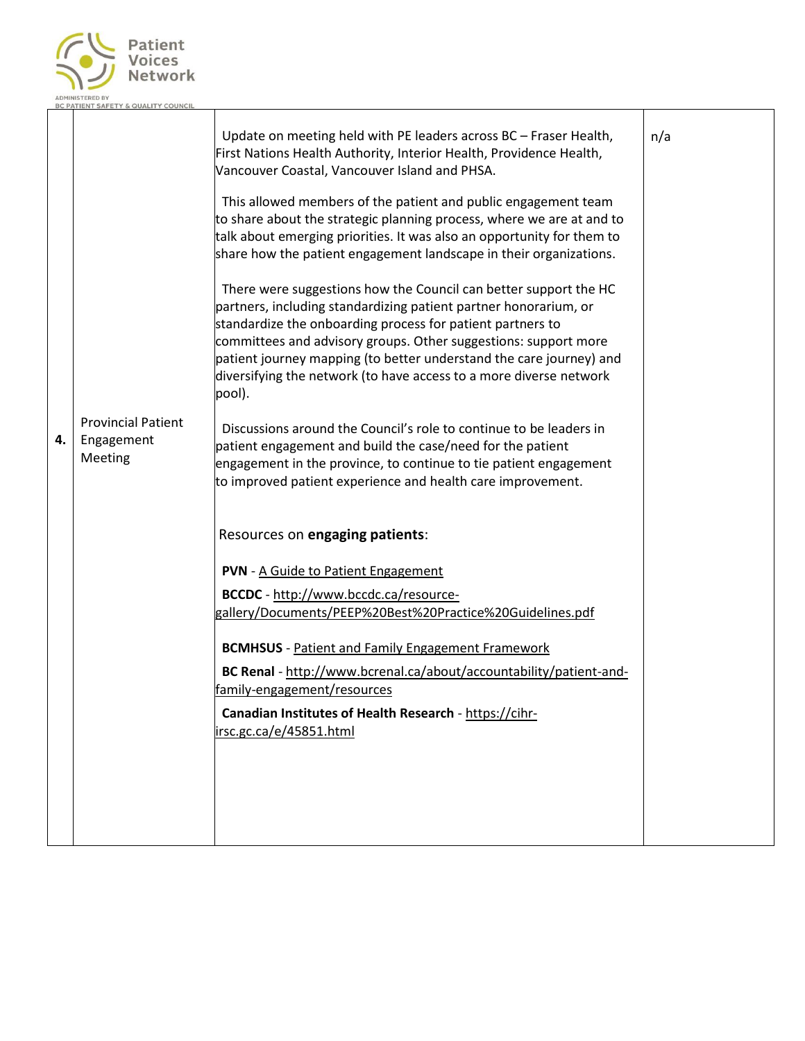| 4. | Provincial Patient Engagement Meeting | Update on meeting held with PE leaders across BC – Fraser Health, First Nations Health Authority, Interior Health, Providence Health, Vancouver Coastal, Vancouver Island and PHSA.<br><br>This allowed members of the patient and public engagement team to share about the strategic planning process, where we are at and to talk about emerging priorities. It was also an opportunity for them to share how the patient engagement landscape in their organizations.<br><br>There were suggestions how the Council can better support the HC partners, including standardizing patient partner honorarium, or standardize the onboarding process for patient partners to committees and advisory groups. Other suggestions: support more patient journey mapping (to better understand the care journey) and diversifying the network (to have access to a more diverse network pool).<br><br>Discussions around the Council's role to continue to be leaders in patient engagement and build the case/need for the patient engagement in the province, to continue to tie patient engagement to improved patient experience and health care improvement.<br><br>Resources on **engaging patients**:<br><br>**PVN** - A Guide to Patient Engagement<br><br>**BCCDC** - http://www.bccdc.ca/resource-gallery/Documents/PEEP%20Best%20Practice%20Guidelines.pdf<br><br>**BCMHSUS** - Patient and Family Engagement Framework<br><br>**BC Renal** - http://www.bcrenal.ca/about/accountability/patient-and-family-engagement/resources<br><br>**Canadian Institutes of Health Research** - https://cihr-irsc.gc.ca/e/45851.html | n/a |
|---|---|---|---|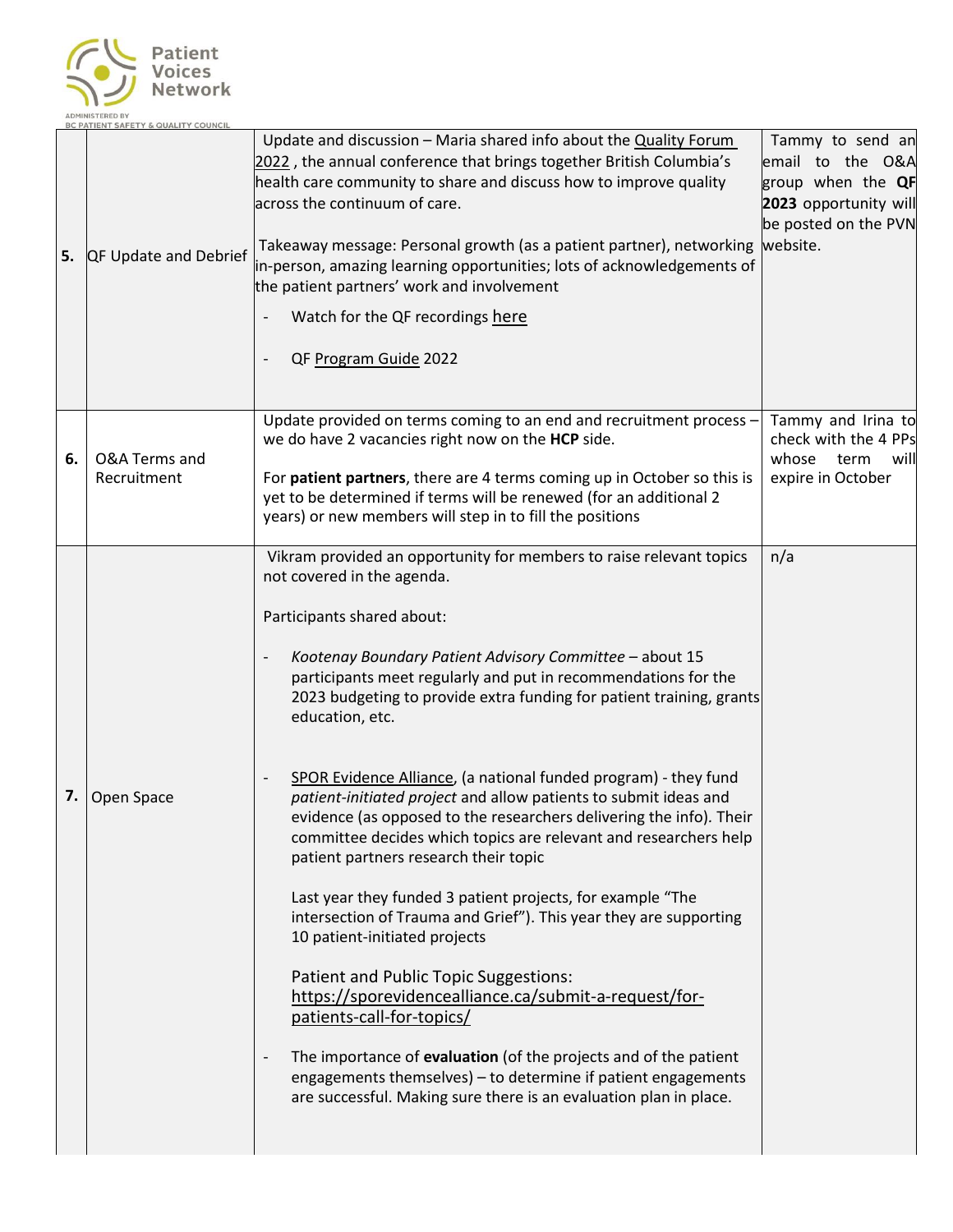| | | | |
|---|---|---|---|
| **5.** | QF Update and Debrief | Update and discussion – Maria shared info about the Quality Forum 2022 , the annual conference that brings together British Columbia's health care community to share and discuss how to improve quality across the continuum of care.<br><br>Takeaway message: Personal growth (as a patient partner), networking in-person, amazing learning opportunities; lots of acknowledgements of the patient partners' work and involvement<br><br>- Watch for the QF recordings here<br>- QF Program Guide 2022 | Tammy to send an email to the O&A group when the **QF 2023** opportunity will be posted on the PVN website. |
| **6.** | O&A Terms and Recruitment | Update provided on terms coming to an end and recruitment process – we do have 2 vacancies right now on the **HCP** side.<br><br>For **patient partners**, there are 4 terms coming up in October so this is yet to be determined if terms will be renewed (for an additional 2 years) or new members will step in to fill the positions | Tammy and Irina to check with the 4 PPs whose term will expire in October |
| **7.** | Open Space | Vikram provided an opportunity for members to raise relevant topics not covered in the agenda.<br><br>Participants shared about:<br><br>- *Kootenay Boundary Patient Advisory Committee* – about 15 participants meet regularly and put in recommendations for the 2023 budgeting to provide extra funding for patient training, grants education, etc.<br><br>- SPOR Evidence Alliance, (a national funded program) - they fund *patient-initiated project* and allow patients to submit ideas and evidence (as opposed to the researchers delivering the info). Their committee decides which topics are relevant and researchers help patient partners research their topic<br><br>Last year they funded 3 patient projects, for example "The intersection of Trauma and Grief"). This year they are supporting 10 patient-initiated projects<br><br>Patient and Public Topic Suggestions: https://sporevidencealliance.ca/submit-a-request/for-patients-call-for-topics/<br><br>- The importance of **evaluation** (of the projects and of the patient engagements themselves) – to determine if patient engagements are successful. Making sure there is an evaluation plan in place. | n/a |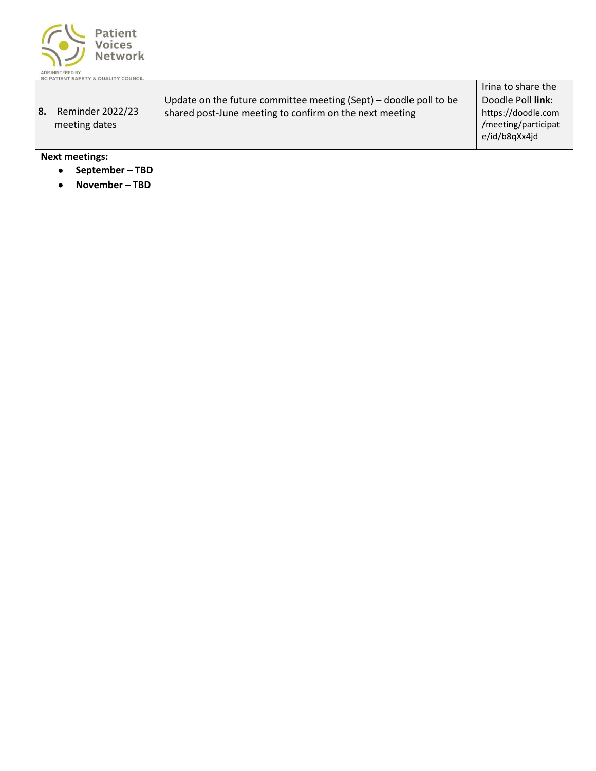| | | | |
|---|---|---|---|
| **8.** | Reminder 2022/23 meeting dates | Update on the future committee meeting (Sept) – doodle poll to be shared post-June meeting to confirm on the next meeting | Irina to share the Doodle Poll **link**: https://doodle.com/meeting/participate/id/b8qXx4jd |

**Next meetings:**

- **September – TBD**
- **November – TBD**